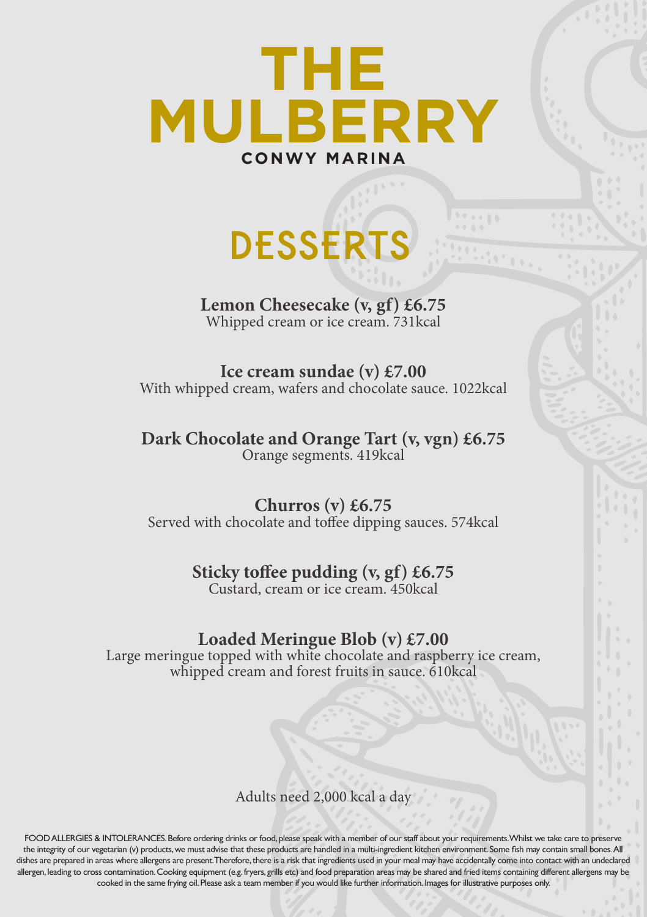# THE MULBERRY

**CONWY MARINA**

## DESSERTS

**Lemon Cheesecake (v, gf) £6.75**
Whipped cream or ice cream. 731kcal

**Ice cream sundae (v) £7.00**
With whipped cream, wafers and chocolate sauce. 1022kcal

**Dark Chocolate and Orange Tart (v, vgn) £6.75**
Orange segments. 419kcal

**Churros (v) £6.75**
Served with chocolate and toffee dipping sauces. 574kcal

**Sticky toffee pudding (v, gf) £6.75**
Custard, cream or ice cream. 450kcal

**Loaded Meringue Blob (v) £7.00**
Large meringue topped with white chocolate and raspberry ice cream, whipped cream and forest fruits in sauce. 610kcal

Adults need 2,000 kcal a day

FOOD ALLERGIES & INTOLERANCES. Before ordering drinks or food, please speak with a member of our staff about your requirements. Whilst we take care to preserve the integrity of our vegetarian (v) products, we must advise that these products are handled in a multi-ingredient kitchen environment. Some fish may contain small bones. All dishes are prepared in areas where allergens are present. Therefore, there is a risk that ingredients used in your meal may have accidentally come into contact with an undeclared allergen, leading to cross contamination. Cooking equipment (e.g. fryers, grills etc) and food preparation areas may be shared and fried items containing different allergens may be cooked in the same frying oil. Please ask a team member if you would like further information. Images for illustrative purposes only.